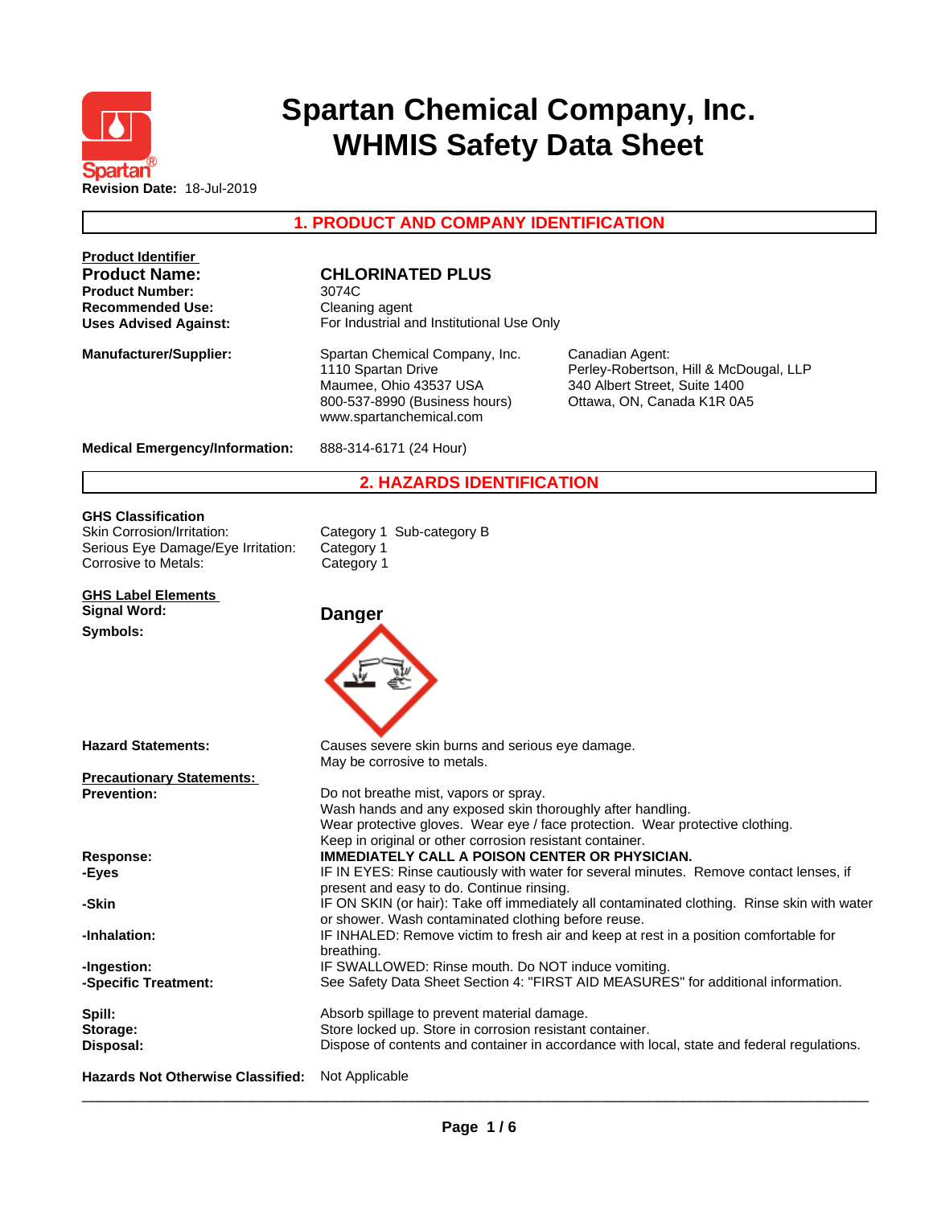# Spartan Chemical Company, Inc.
# WHMIS Safety Data Sheet

**Revision Date:** 18-Jul-2019

## 1. PRODUCT AND COMPANY IDENTIFICATION

**Product Identifier**

| | |
|---|---|
| **Product Name:** | **CHLORINATED PLUS** |
| **Product Number:** | 3074C |
| **Recommended Use:** | Cleaning agent |
| **Uses Advised Against:** | For Industrial and Institutional Use Only |

**Manufacturer/Supplier:**

Spartan Chemical Company, Inc.
1110 Spartan Drive
Maumee, Ohio 43537 USA
800-537-8990 (Business hours)
www.spartanchemical.com

Canadian Agent:
Perley-Robertson, Hill & McDougal, LLP
340 Albert Street, Suite 1400
Ottawa, ON, Canada K1R 0A5

**Medical Emergency/Information:** 888-314-6171 (24 Hour)

## 2. HAZARDS IDENTIFICATION

**GHS Classification**

| | |
|---|---|
| Skin Corrosion/Irritation: | Category 1 Sub-category B |
| Serious Eye Damage/Eye Irritation: | Category 1 |
| Corrosive to Metals: | Category 1 |

**GHS Label Elements**

**Signal Word:** **Danger**

**Symbols:**

**Hazard Statements:**
Causes severe skin burns and serious eye damage.
May be corrosive to metals.

**Precautionary Statements:**

**Prevention:**
Do not breathe mist, vapors or spray.
Wash hands and any exposed skin thoroughly after handling.
Wear protective gloves. Wear eye / face protection. Wear protective clothing.
Keep in original or other corrosion resistant container.

**Response:** **IMMEDIATELY CALL A POISON CENTER OR PHYSICIAN.**

**-Eyes** IF IN EYES: Rinse cautiously with water for several minutes. Remove contact lenses, if present and easy to do. Continue rinsing.

**-Skin** IF ON SKIN (or hair): Take off immediately all contaminated clothing. Rinse skin with water or shower. Wash contaminated clothing before reuse.

**-Inhalation:** IF INHALED: Remove victim to fresh air and keep at rest in a position comfortable for breathing.

**-Ingestion:** IF SWALLOWED: Rinse mouth. Do NOT induce vomiting.

**-Specific Treatment:** See Safety Data Sheet Section 4: "FIRST AID MEASURES" for additional information.

**Spill:** Absorb spillage to prevent material damage.

**Storage:** Store locked up. Store in corrosion resistant container.

**Disposal:** Dispose of contents and container in accordance with local, state and federal regulations.

**Hazards Not Otherwise Classified:** Not Applicable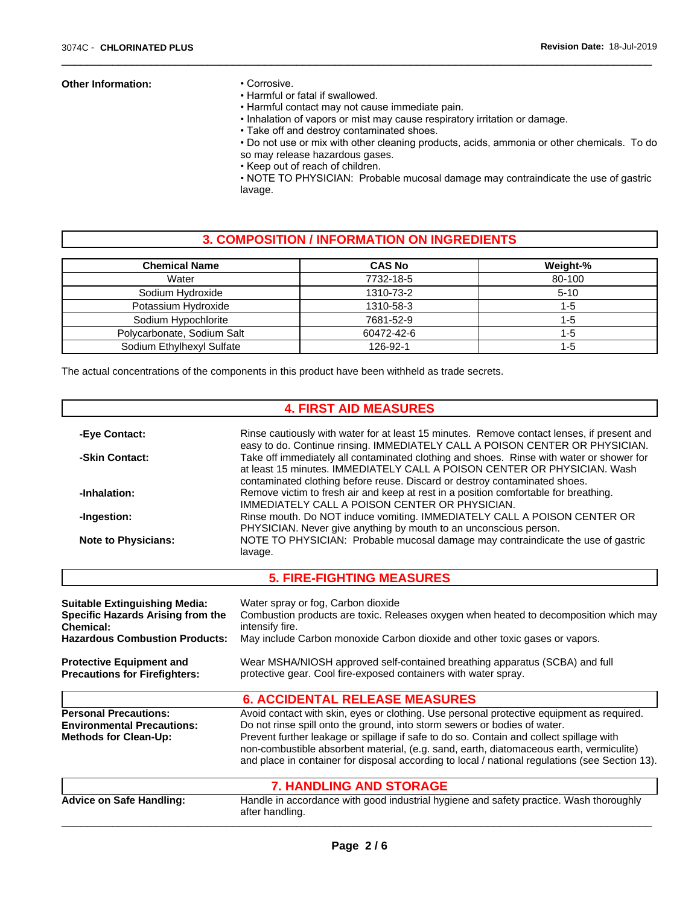**Other Information:**

- Corrosive.
- Harmful or fatal if swallowed.
- Harmful contact may not cause immediate pain.
- Inhalation of vapors or mist may cause respiratory irritation or damage.
- Take off and destroy contaminated shoes.
- Do not use or mix with other cleaning products, acids, ammonia or other chemicals. To do so may release hazardous gases.
- Keep out of reach of children.
- NOTE TO PHYSICIAN: Probable mucosal damage may contraindicate the use of gastric lavage.

## 3. COMPOSITION / INFORMATION ON INGREDIENTS

| Chemical Name | CAS No | Weight-% |
|---|---|---|
| Water | 7732-18-5 | 80-100 |
| Sodium Hydroxide | 1310-73-2 | 5-10 |
| Potassium Hydroxide | 1310-58-3 | 1-5 |
| Sodium Hypochlorite | 7681-52-9 | 1-5 |
| Polycarbonate, Sodium Salt | 60472-42-6 | 1-5 |
| Sodium Ethylhexyl Sulfate | 126-92-1 | 1-5 |

The actual concentrations of the components in this product have been withheld as trade secrets.

## 4. FIRST AID MEASURES

**-Eye Contact:** Rinse cautiously with water for at least 15 minutes. Remove contact lenses, if present and easy to do. Continue rinsing. IMMEDIATELY CALL A POISON CENTER OR PHYSICIAN.

**-Skin Contact:** Take off immediately all contaminated clothing and shoes. Rinse with water or shower for at least 15 minutes. IMMEDIATELY CALL A POISON CENTER OR PHYSICIAN. Wash contaminated clothing before reuse. Discard or destroy contaminated shoes.

**-Inhalation:** Remove victim to fresh air and keep at rest in a position comfortable for breathing. IMMEDIATELY CALL A POISON CENTER OR PHYSICIAN.

**-Ingestion:** Rinse mouth. Do NOT induce vomiting. IMMEDIATELY CALL A POISON CENTER OR PHYSICIAN. Never give anything by mouth to an unconscious person.

**Note to Physicians:** NOTE TO PHYSICIAN: Probable mucosal damage may contraindicate the use of gastric lavage.

## 5. FIRE-FIGHTING MEASURES

**Suitable Extinguishing Media:** Water spray or fog, Carbon dioxide

**Specific Hazards Arising from the Chemical:** Combustion products are toxic. Releases oxygen when heated to decomposition which may intensify fire.

**Hazardous Combustion Products:** May include Carbon monoxide Carbon dioxide and other toxic gases or vapors.

**Protective Equipment and Precautions for Firefighters:** Wear MSHA/NIOSH approved self-contained breathing apparatus (SCBA) and full protective gear. Cool fire-exposed containers with water spray.

## 6. ACCIDENTAL RELEASE MEASURES

**Personal Precautions:** Avoid contact with skin, eyes or clothing. Use personal protective equipment as required.

**Environmental Precautions:** Do not rinse spill onto the ground, into storm sewers or bodies of water.

**Methods for Clean-Up:** Prevent further leakage or spillage if safe to do so. Contain and collect spillage with non-combustible absorbent material, (e.g. sand, earth, diatomaceous earth, vermiculite) and place in container for disposal according to local / national regulations (see Section 13).

## 7. HANDLING AND STORAGE

**Advice on Safe Handling:** Handle in accordance with good industrial hygiene and safety practice. Wash thoroughly after handling.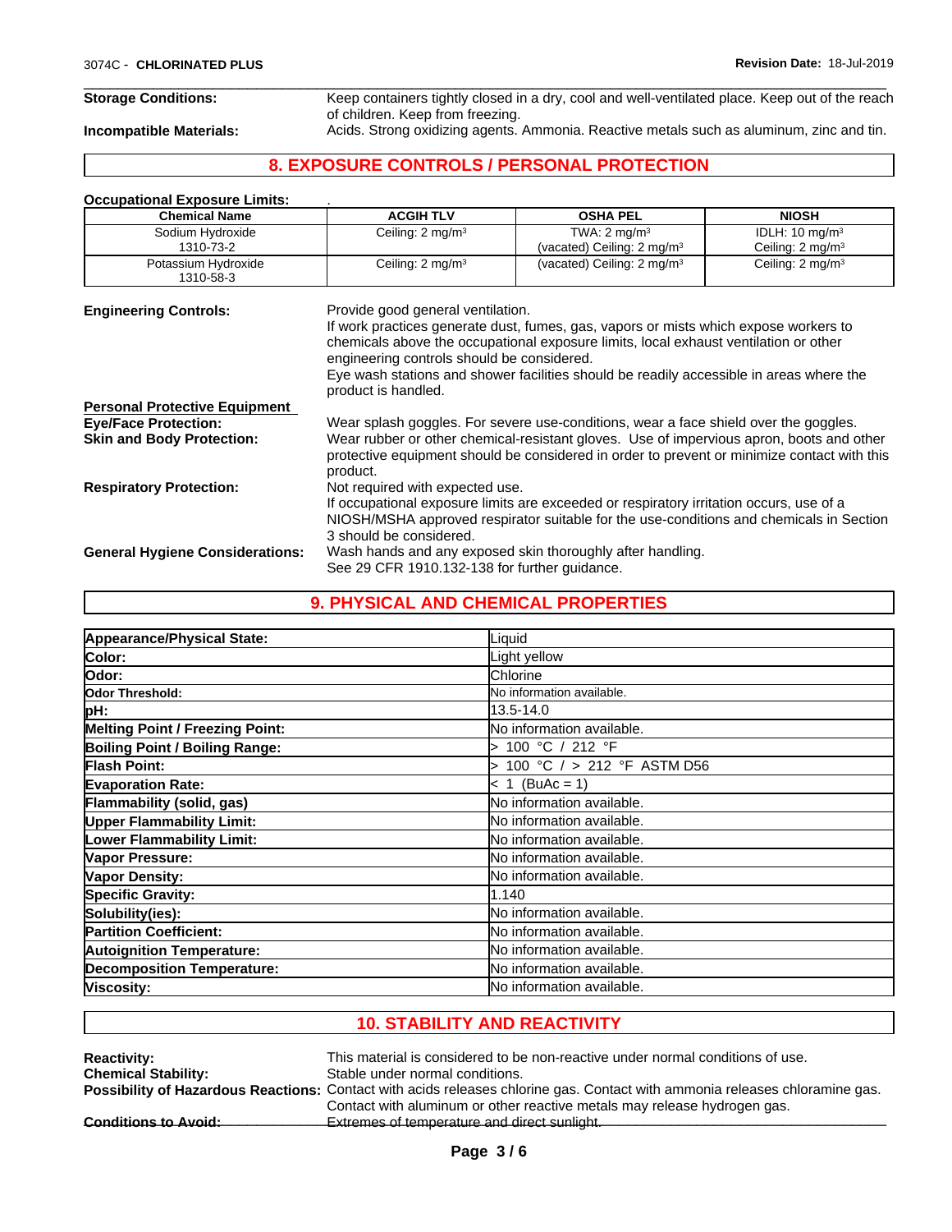**Storage Conditions:** Keep containers tightly closed in a dry, cool and well-ventilated place. Keep out of the reach of children. Keep from freezing.

**Incompatible Materials:** Acids. Strong oxidizing agents. Ammonia. Reactive metals such as aluminum, zinc and tin.

## 8. EXPOSURE CONTROLS / PERSONAL PROTECTION

**Occupational Exposure Limits:** .

| Chemical Name | ACGIH TLV | OSHA PEL | NIOSH |
|---|---|---|---|
| Sodium Hydroxide 1310-73-2 | Ceiling: 2 mg/m³ | TWA: 2 mg/m³ (vacated) Ceiling: 2 mg/m³ | IDLH: 10 mg/m³ Ceiling: 2 mg/m³ |
| Potassium Hydroxide 1310-58-3 | Ceiling: 2 mg/m³ | (vacated) Ceiling: 2 mg/m³ | Ceiling: 2 mg/m³ |

**Engineering Controls:** Provide good general ventilation.
If work practices generate dust, fumes, gas, vapors or mists which expose workers to chemicals above the occupational exposure limits, local exhaust ventilation or other engineering controls should be considered.
Eye wash stations and shower facilities should be readily accessible in areas where the product is handled.

**Personal Protective Equipment**

**Eye/Face Protection:** Wear splash goggles. For severe use-conditions, wear a face shield over the goggles.

**Skin and Body Protection:** Wear rubber or other chemical-resistant gloves. Use of impervious apron, boots and other protective equipment should be considered in order to prevent or minimize contact with this product.

**Respiratory Protection:** Not required with expected use.
If occupational exposure limits are exceeded or respiratory irritation occurs, use of a NIOSH/MSHA approved respirator suitable for the use-conditions and chemicals in Section 3 should be considered.

**General Hygiene Considerations:** Wash hands and any exposed skin thoroughly after handling.
See 29 CFR 1910.132-138 for further guidance.

## 9. PHYSICAL AND CHEMICAL PROPERTIES

| Property | Value |
|---|---|
| **Appearance/Physical State:** | Liquid |
| **Color:** | Light yellow |
| **Odor:** | Chlorine |
| **Odor Threshold:** | No information available. |
| **pH:** | 13.5-14.0 |
| **Melting Point / Freezing Point:** | No information available. |
| **Boiling Point / Boiling Range:** | > 100 °C / 212 °F |
| **Flash Point:** | > 100 °C / > 212 °F ASTM D56 |
| **Evaporation Rate:** | < 1 (BuAc = 1) |
| **Flammability (solid, gas)** | No information available. |
| **Upper Flammability Limit:** | No information available. |
| **Lower Flammability Limit:** | No information available. |
| **Vapor Pressure:** | No information available. |
| **Vapor Density:** | No information available. |
| **Specific Gravity:** | 1.140 |
| **Solubility(ies):** | No information available. |
| **Partition Coefficient:** | No information available. |
| **Autoignition Temperature:** | No information available. |
| **Decomposition Temperature:** | No information available. |
| **Viscosity:** | No information available. |

## 10. STABILITY AND REACTIVITY

**Reactivity:** This material is considered to be non-reactive under normal conditions of use.

**Chemical Stability:** Stable under normal conditions.

**Possibility of Hazardous Reactions:** Contact with acids releases chlorine gas. Contact with ammonia releases chloramine gas. Contact with aluminum or other reactive metals may release hydrogen gas.

**Conditions to Avoid:** Extremes of temperature and direct sunlight.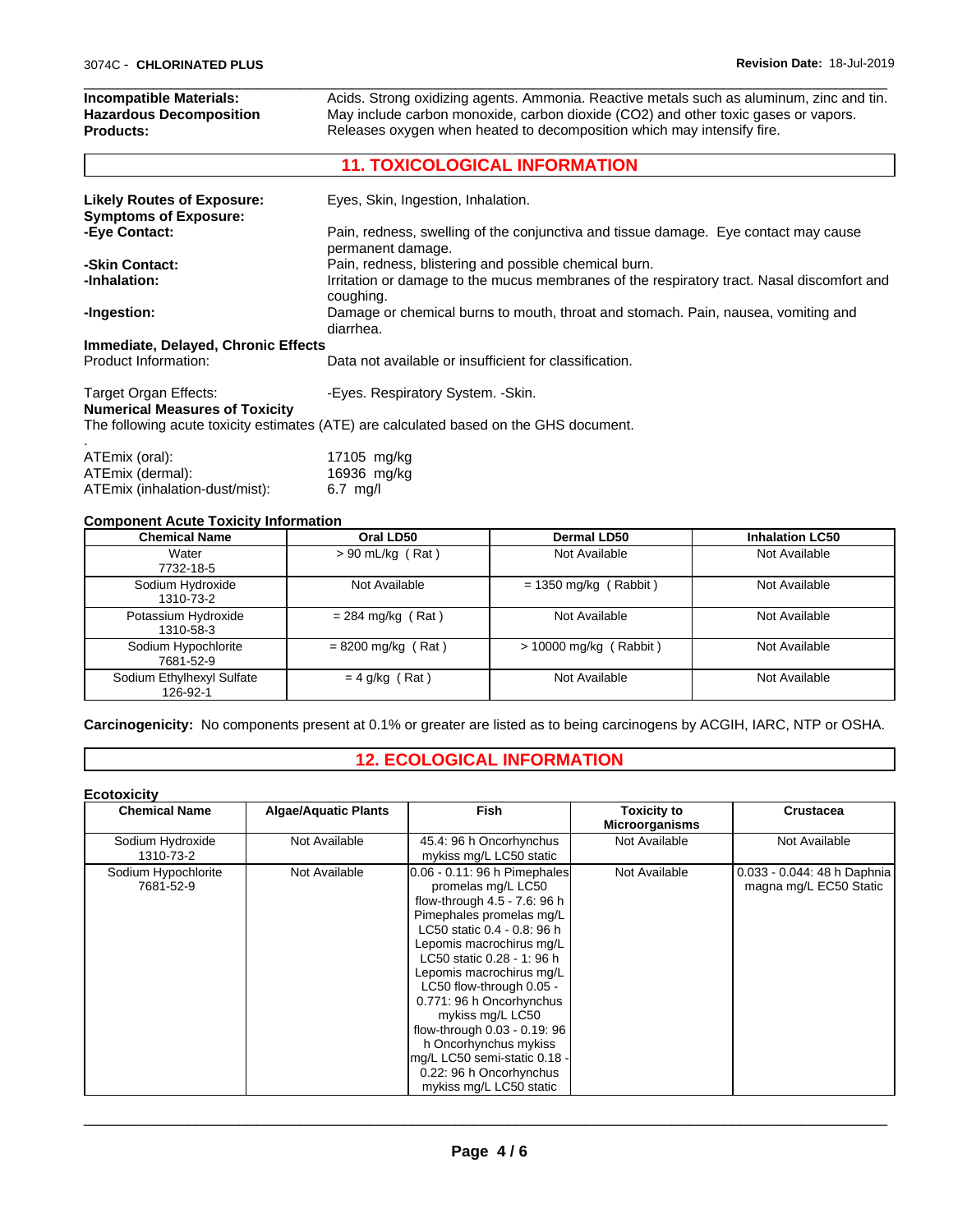| | |
|---|---|
| **Incompatible Materials:** | Acids. Strong oxidizing agents. Ammonia. Reactive metals such as aluminum, zinc and tin. |
| **Hazardous Decomposition Products:** | May include carbon monoxide, carbon dioxide (CO2) and other toxic gases or vapors. Releases oxygen when heated to decomposition which may intensify fire. |

## 11. TOXICOLOGICAL INFORMATION

**Likely Routes of Exposure:** Eyes, Skin, Ingestion, Inhalation.

**Symptoms of Exposure:**

**-Eye Contact:** Pain, redness, swelling of the conjunctiva and tissue damage. Eye contact may cause permanent damage.

**-Skin Contact:** Pain, redness, blistering and possible chemical burn.

**-Inhalation:** Irritation or damage to the mucus membranes of the respiratory tract. Nasal discomfort and coughing.

**-Ingestion:** Damage or chemical burns to mouth, throat and stomach. Pain, nausea, vomiting and diarrhea.

**Immediate, Delayed, Chronic Effects**

Product Information: Data not available or insufficient for classification.

Target Organ Effects: -Eyes. Respiratory System. -Skin.

**Numerical Measures of Toxicity**

The following acute toxicity estimates (ATE) are calculated based on the GHS document.

.

ATEmix (oral): 17105 mg/kg

ATEmix (dermal): 16936 mg/kg

ATEmix (inhalation-dust/mist): 6.7 mg/l

**Component Acute Toxicity Information**

| Chemical Name | Oral LD50 | Dermal LD50 | Inhalation LC50 |
|---|---|---|---|
| Water 7732-18-5 | > 90 mL/kg ( Rat ) | Not Available | Not Available |
| Sodium Hydroxide 1310-73-2 | Not Available | = 1350 mg/kg ( Rabbit ) | Not Available |
| Potassium Hydroxide 1310-58-3 | = 284 mg/kg ( Rat ) | Not Available | Not Available |
| Sodium Hypochlorite 7681-52-9 | = 8200 mg/kg ( Rat ) | > 10000 mg/kg ( Rabbit ) | Not Available |
| Sodium Ethylhexyl Sulfate 126-92-1 | = 4 g/kg ( Rat ) | Not Available | Not Available |

**Carcinogenicity:** No components present at 0.1% or greater are listed as to being carcinogens by ACGIH, IARC, NTP or OSHA.

## 12. ECOLOGICAL INFORMATION

**Ecotoxicity**

| Chemical Name | Algae/Aquatic Plants | Fish | Toxicity to Microorganisms | Crustacea |
|---|---|---|---|---|
| Sodium Hydroxide 1310-73-2 | Not Available | 45.4: 96 h Oncorhynchus mykiss mg/L LC50 static | Not Available | Not Available |
| Sodium Hypochlorite 7681-52-9 | Not Available | 0.06 - 0.11: 96 h Pimephales promelas mg/L LC50 flow-through 4.5 - 7.6: 96 h Pimephales promelas mg/L LC50 static 0.4 - 0.8: 96 h Lepomis macrochirus mg/L LC50 static 0.28 - 1: 96 h Lepomis macrochirus mg/L LC50 flow-through 0.05 - 0.771: 96 h Oncorhynchus mykiss mg/L LC50 flow-through 0.03 - 0.19: 96 h Oncorhynchus mykiss mg/L LC50 semi-static 0.18 - 0.22: 96 h Oncorhynchus mykiss mg/L LC50 static | Not Available | 0.033 - 0.044: 48 h Daphnia magna mg/L EC50 Static |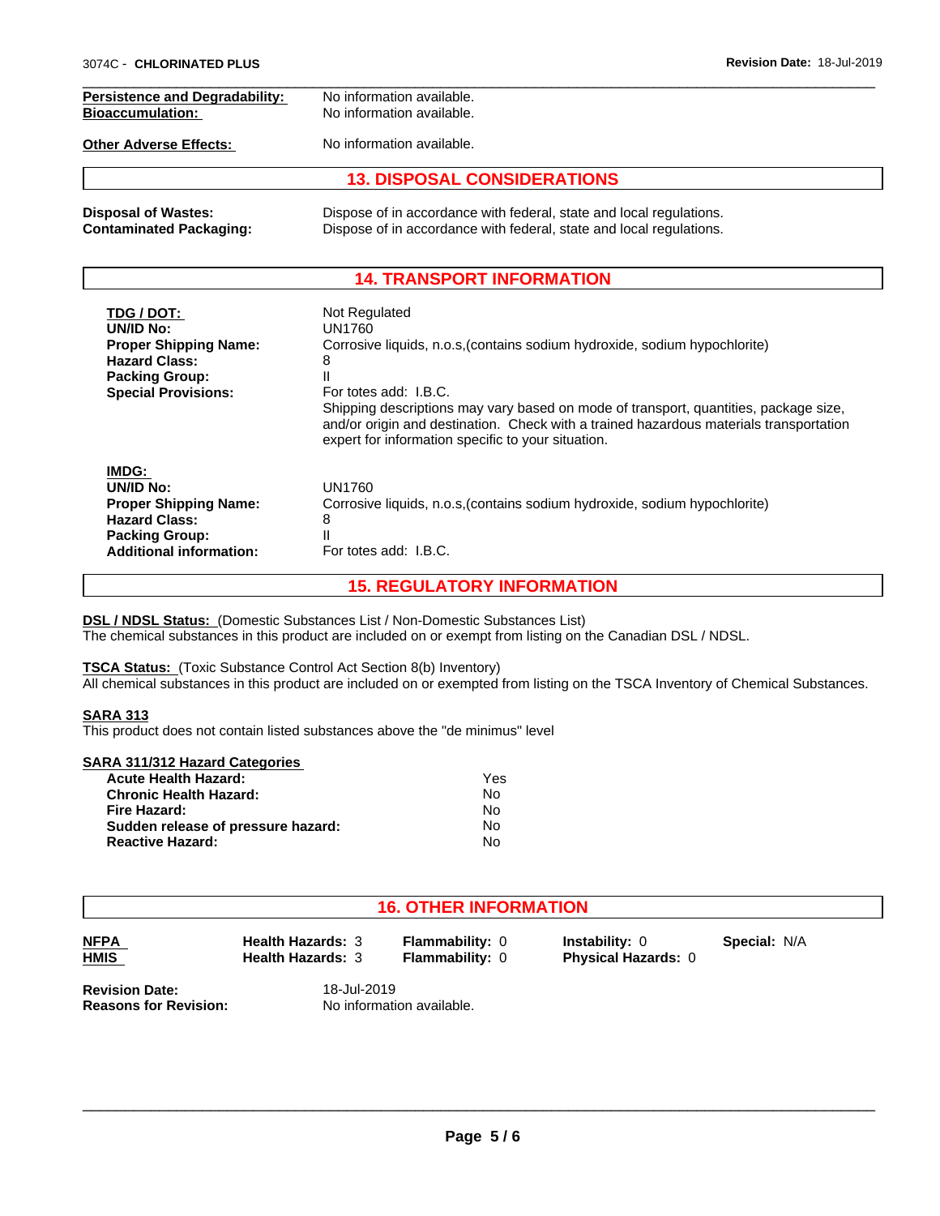**Persistence and Degradability:** No information available.
**Bioaccumulation:** No information available.

**Other Adverse Effects:** No information available.

## 13. DISPOSAL CONSIDERATIONS

**Disposal of Wastes:** Dispose of in accordance with federal, state and local regulations.
**Contaminated Packaging:** Dispose of in accordance with federal, state and local regulations.

## 14. TRANSPORT INFORMATION

**TDG / DOT:** Not Regulated
**UN/ID No:** UN1760
**Proper Shipping Name:** Corrosive liquids, n.o.s,(contains sodium hydroxide, sodium hypochlorite)
**Hazard Class:** 8
**Packing Group:** II
**Special Provisions:** For totes add: I.B.C.
Shipping descriptions may vary based on mode of transport, quantities, package size, and/or origin and destination. Check with a trained hazardous materials transportation expert for information specific to your situation.

**IMDG:**
**UN/ID No:** UN1760
**Proper Shipping Name:** Corrosive liquids, n.o.s,(contains sodium hydroxide, sodium hypochlorite)
**Hazard Class:** 8
**Packing Group:** II
**Additional information:** For totes add: I.B.C.

## 15. REGULATORY INFORMATION

**DSL / NDSL Status:** (Domestic Substances List / Non-Domestic Substances List)
The chemical substances in this product are included on or exempt from listing on the Canadian DSL / NDSL.

**TSCA Status:** (Toxic Substance Control Act Section 8(b) Inventory)
All chemical substances in this product are included on or exempted from listing on the TSCA Inventory of Chemical Substances.

**SARA 313**
This product does not contain listed substances above the "de minimus" level

**SARA 311/312 Hazard Categories**

| | |
|---|---|
| **Acute Health Hazard:** | Yes |
| **Chronic Health Hazard:** | No |
| **Fire Hazard:** | No |
| **Sudden release of pressure hazard:** | No |
| **Reactive Hazard:** | No |

## 16. OTHER INFORMATION

| | | | | |
|---|---|---|---|---|
| **NFPA** | **Health Hazards:** 3 | **Flammability:** 0 | **Instability:** 0 | **Special:** N/A |
| **HMIS** | **Health Hazards:** 3 | **Flammability:** 0 | **Physical Hazards:** 0 | |

**Revision Date:** 18-Jul-2019
**Reasons for Revision:** No information available.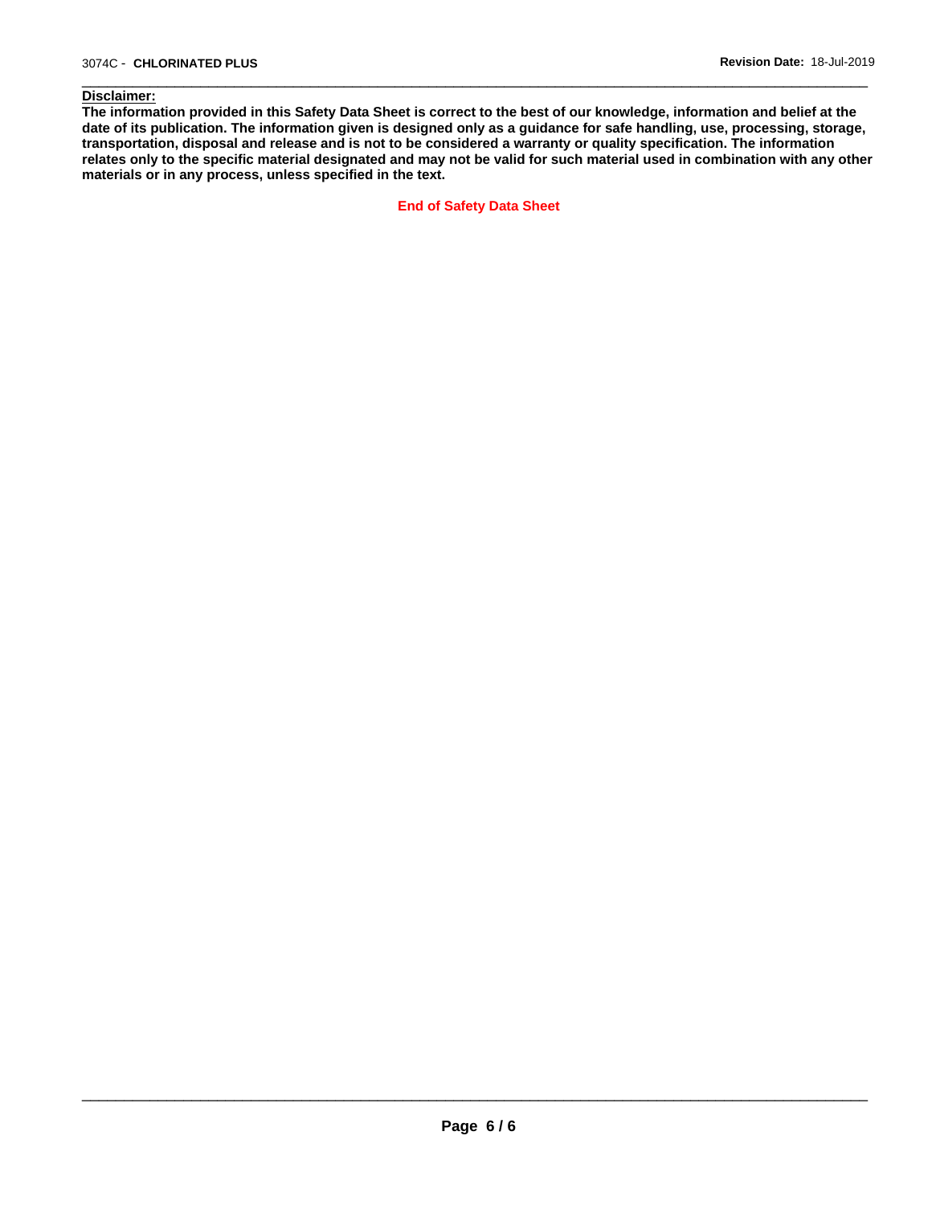**Disclaimer:**

**The information provided in this Safety Data Sheet is correct to the best of our knowledge, information and belief at the date of its publication. The information given is designed only as a guidance for safe handling, use, processing, storage, transportation, disposal and release and is not to be considered a warranty or quality specification. The information relates only to the specific material designated and may not be valid for such material used in combination with any other materials or in any process, unless specified in the text.**

**End of Safety Data Sheet**